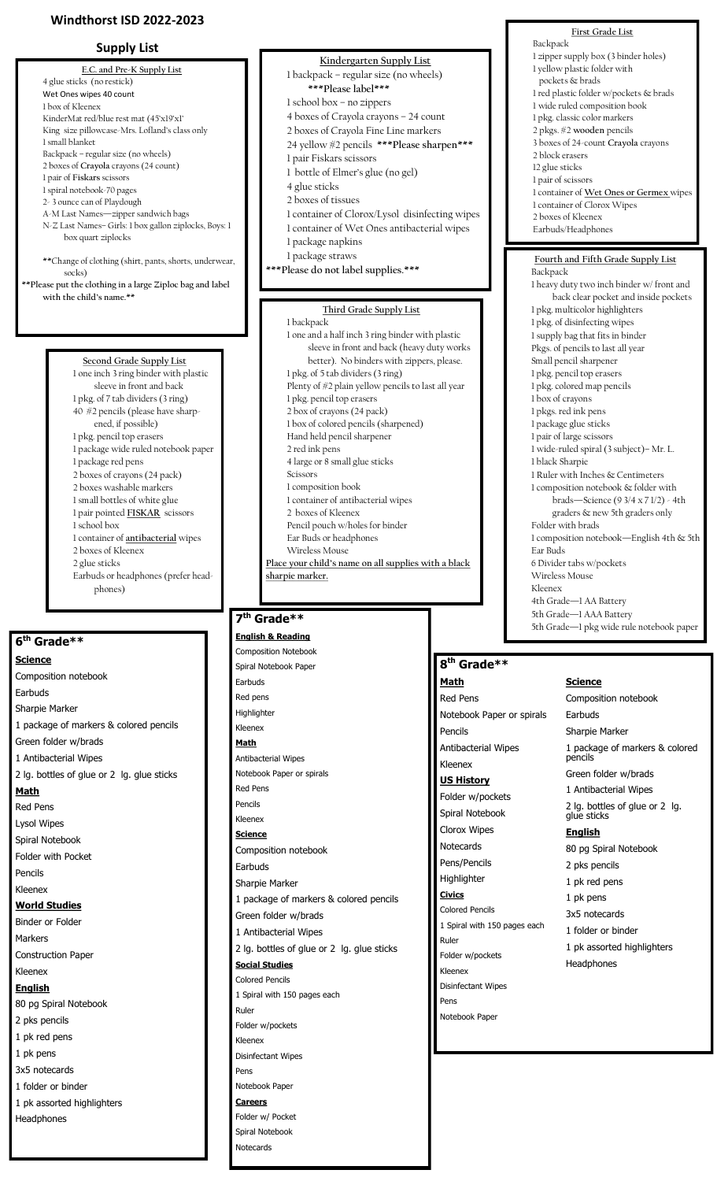# Windthorst ISD 2022-2023

## Supply List

### E.C. and Pre-K Supply List

- 4 glue sticks (no restick)
- Wet Ones wipes 40 count
- 1 box of Kleenex
- KinderMat red/blue rest mat (45'x19'x1'
- King size pillowcase-Mrs. Lofland's class only
- 1 small blanket
- Backpack – regular size (no wheels)
- 2 boxes of **Crayola** crayons (24 count)
- 1 pair of **Fiskars** scissors
- 1 spiral notebook-70 pages
- 2- 3 ounce can of Playdough
- A-M Last Names—zipper sandwich bags
- N-Z Last Names– Girls: 1 box gallon ziplocks, Boys: 1 box quart ziplocks

**Change of clothing (shirt, pants, shorts, underwear, socks)

****Please put the clothing in a large Ziploc bag and label with the child's name.****

### Kindergarten Supply List

- 1 backpack – regular size (no wheels)
  - ***Please label***
- 1 school box – no zippers
- 4 boxes of Crayola crayons – 24 count
- 2 boxes of Crayola Fine Line markers
- 24 yellow #2 pencils ***Please sharpen***
- 1 pair Fiskars scissors
- 1 bottle of Elmer's glue (no gel)
- 4 glue sticks
- 2 boxes of tissues
- 1 container of Clorox/Lysol disinfecting wipes
- 1 container of Wet Ones antibacterial wipes
- 1 package napkins
- 1 package straws

*****Please do not label supplies.*****

### First Grade List

- Backpack
- 1 zipper supply box (3 binder holes)
- 1 yellow plastic folder with pockets & brads
- 1 red plastic folder w/pockets & brads
- 1 wide ruled composition book
- 1 pkg. classic color markers
- 2 pkgs. #2 **wooden** pencils
- 3 boxes of 24-count **Crayola** crayons
- 2 block erasers
- 12 glue sticks
- 1 pair of scissors
- 1 container of **Wet Ones or Germex** wipes
- 1 container of Clorox Wipes
- 2 boxes of Kleenex
- Earbuds/Headphones

### Second Grade Supply List

- 1 one inch 3 ring binder with plastic sleeve in front and back
- 1 pkg. of 7 tab dividers (3 ring)
- 40 #2 pencils (please have sharpened, if possible)
- 1 pkg. pencil top erasers
- 1 package wide ruled notebook paper
- 1 package red pens
- 2 boxes of crayons (24 pack)
- 2 boxes washable markers
- 1 small bottles of white glue
- 1 pair pointed **FISKAR** scissors
- 1 school box
- 1 container of **antibacterial** wipes
- 2 boxes of Kleenex
- 2 glue sticks
- Earbuds or headphones (prefer headphones)

### Third Grade Supply List

- 1 backpack
- 1 one and a half inch 3 ring binder with plastic sleeve in front and back (heavy duty works better). No binders with zippers, please.
- 1 pkg. of 5 tab dividers (3 ring)
- Plenty of #2 plain yellow pencils to last all year
- 1 pkg. pencil top erasers
- 2 box of crayons (24 pack)
- 1 box of colored pencils (sharpened)
- Hand held pencil sharpener
- 2 red ink pens
- 4 large or 8 small glue sticks
- Scissors
- 1 composition book
- 1 container of antibacterial wipes
- 2 boxes of Kleenex
- Pencil pouch w/holes for binder
- Ear Buds or headphones
- Wireless Mouse

**Place your child's name on all supplies with a black sharpie marker.**

### Fourth and Fifth Grade Supply List

- Backpack
- 1 heavy duty two inch binder w/ front and back clear pocket and inside pockets
- 1 pkg. multicolor highlighters
- 1 pkg. of disinfecting wipes
- 1 supply bag that fits in binder
- Pkgs. of pencils to last all year
- Small pencil sharpener
- 1 pkg. pencil top erasers
- 1 pkg. colored map pencils
- 1 box of crayons
- 1 pkgs. red ink pens
- 1 package glue sticks
- 1 pair of large scissors
- 1 wide-ruled spiral (3 subject)– Mr. L.
- 1 black Sharpie
- 1 Ruler with Inches & Centimeters
- 1 composition notebook & folder with brads—Science (9 3/4 x 7 1/2) - 4th graders & new 5th graders only
- Folder with brads
- 1 composition notebook—English 4th & 5th
- Ear Buds
- 6 Divider tabs w/pockets
- Wireless Mouse
- Kleenex
- 4th Grade—1 AA Battery
- 5th Grade—1 AAA Battery
- 5th Grade—1 pkg wide rule notebook paper

### 6th Grade**

**Science**

- Composition notebook
- Earbuds
- Sharpie Marker
- 1 package of markers & colored pencils
- Green folder w/brads
- 1 Antibacterial Wipes
- 2 lg. bottles of glue or 2 lg. glue sticks

**Math**

- Red Pens
- Lysol Wipes
- Spiral Notebook
- Folder with Pocket
- Pencils
- Kleenex

**World Studies**

- Binder or Folder
- Markers
- Construction Paper
- Kleenex

**English**

- 80 pg Spiral Notebook
- 2 pks pencils
- 1 pk red pens
- 1 pk pens
- 3x5 notecards
- 1 folder or binder
- 1 pk assorted highlighters
- Headphones

### 7th Grade**

**English & Reading**

- Composition Notebook
- Spiral Notebook Paper
- Earbuds
- Red pens
- Highlighter
- Kleenex

**Math**

- Antibacterial Wipes
- Notebook Paper or spirals
- Red Pens
- Pencils
- Kleenex

**Science**

- Composition notebook
- Earbuds
- Sharpie Marker
- 1 package of markers & colored pencils
- Green folder w/brads
- 1 Antibacterial Wipes
- 2 lg. bottles of glue or 2 lg. glue sticks

**Social Studies**

- Colored Pencils
- 1 Spiral with 150 pages each
- Ruler
- Folder w/pockets
- Kleenex
- Disinfectant Wipes
- Pens
- Notebook Paper

**Careers**

- Folder w/ Pocket
- Spiral Notebook
- Notecards

### 8th Grade**

**Math**

- Red Pens
- Notebook Paper or spirals
- Pencils
- Antibacterial Wipes
- Kleenex

**US History**

- Folder w/pockets
- Spiral Notebook
- Clorox Wipes
- Notecards
- Pens/Pencils
- Highlighter

**Civics**

- Colored Pencils
- 1 Spiral with 150 pages each
- Ruler
- Folder w/pockets
- Kleenex
- Disinfectant Wipes
- Pens
- Notebook Paper

**Science**

- Composition notebook
- Earbuds
- Sharpie Marker
- 1 package of markers & colored pencils
- Green folder w/brads
- 1 Antibacterial Wipes
- 2 lg. bottles of glue or 2 lg. glue sticks

**English**

- 80 pg Spiral Notebook
- 2 pks pencils
- 1 pk red pens
- 1 pk pens
- 3x5 notecards
- 1 folder or binder
- 1 pk assorted highlighters
- Headphones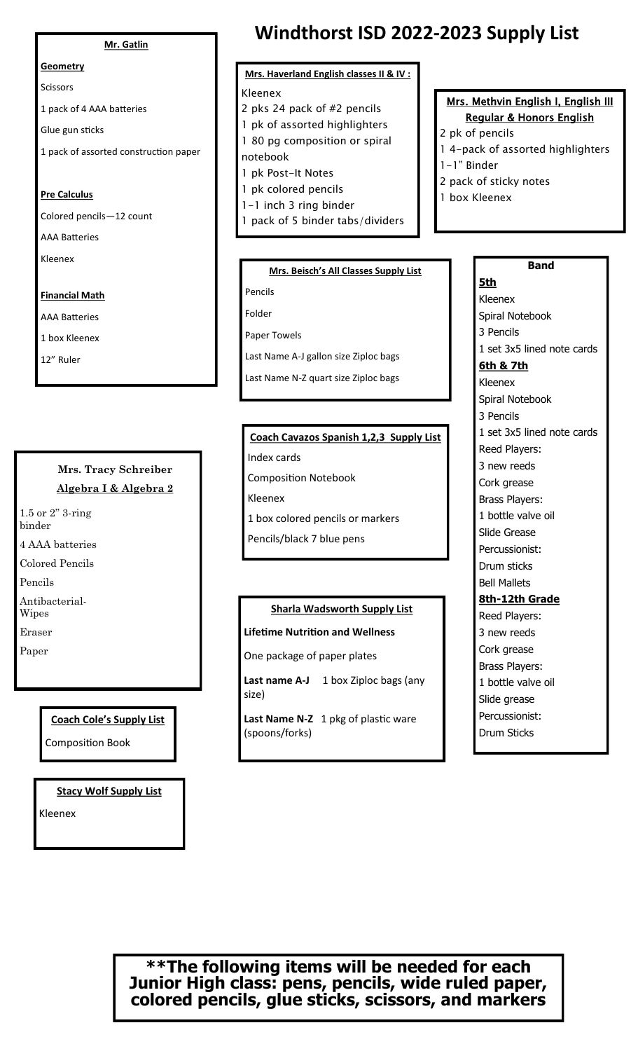# Windthorst ISD 2022-2023 Supply List

**Mr. Gatlin**

**Geometry**

Scissors

1 pack of 4 AAA batteries

Glue gun sticks

1 pack of assorted construction paper

**Pre Calculus**

Colored pencils—12 count

AAA Batteries

Kleenex

**Financial Math**

AAA Batteries

1 box Kleenex

12" Ruler

**Mrs. Haverland English classes II & IV :**

Kleenex
2 pks 24 pack of #2 pencils
1 pk of assorted highlighters
1 80 pg composition or spiral notebook
1 pk Post-It Notes
1 pk colored pencils
1-1 inch 3 ring binder
1 pack of 5 binder tabs/dividers

**Mrs. Methvin English I, English III Regular & Honors English**

2 pk of pencils
1 4-pack of assorted highlighters
1-1" Binder
2 pack of sticky notes
1 box Kleenex

**Mrs. Beisch's All Classes Supply List**

Pencils

Folder

Paper Towels

Last Name A-J gallon size Ziploc bags

Last Name N-Z quart size Ziploc bags

**Band**

**5th**
Kleenex
Spiral Notebook
3 Pencils
1 set 3x5 lined note cards

**6th & 7th**
Kleenex
Spiral Notebook
3 Pencils
1 set 3x5 lined note cards
Reed Players:
3 new reeds
Cork grease
Brass Players:
1 bottle valve oil
Slide Grease
Percussionist:
Drum sticks
Bell Mallets

**8th-12th Grade**
Reed Players:
3 new reeds
Cork grease
Brass Players:
1 bottle valve oil
Slide grease
Percussionist:
Drum Sticks

**Coach Cavazos Spanish 1,2,3 Supply List**

Index cards

Composition Notebook

Kleenex

1 box colored pencils or markers

Pencils/black 7 blue pens

**Mrs. Tracy Schreiber**
**Algebra I & Algebra 2**

1.5 or 2" 3-ring binder

4 AAA batteries

Colored Pencils

Pencils

Antibacterial-Wipes

Eraser

Paper

**Sharla Wadsworth Supply List**

**Lifetime Nutrition and Wellness**

One package of paper plates

**Last name A-J** 1 box Ziploc bags (any size)

**Last Name N-Z** 1 pkg of plastic ware (spoons/forks)

**Coach Cole's Supply List**

Composition Book

**Stacy Wolf Supply List**

Kleenex

**\*\*The following items will be needed for each Junior High class: pens, pencils, wide ruled paper, colored pencils, glue sticks, scissors, and markers**